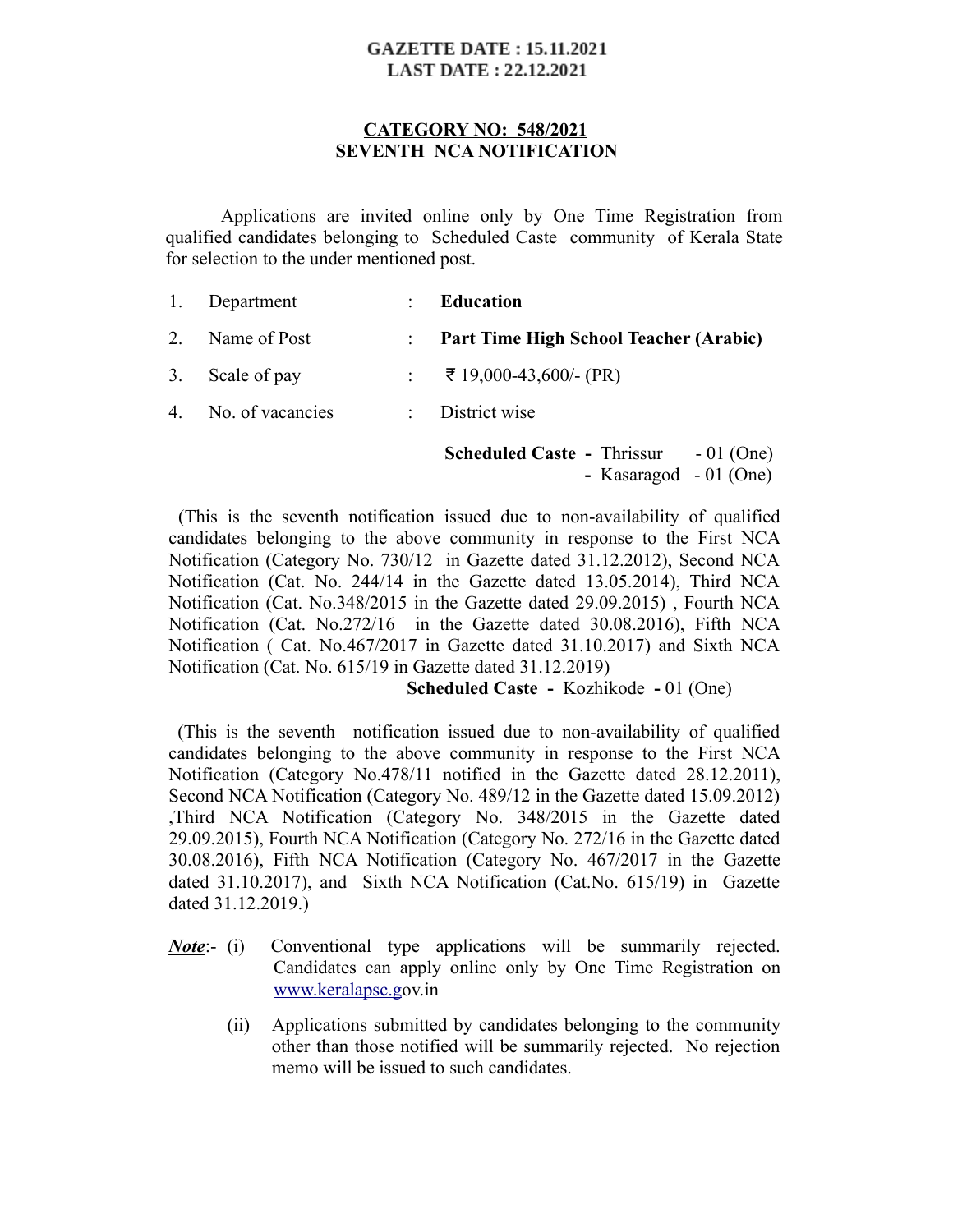**GAZETTE DATE : 15.11.2021**
**LAST DATE : 22.12.2021**

## CATEGORY NO: 548/2021
## SEVENTH NCA NOTIFICATION

Applications are invited online only by One Time Registration from qualified candidates belonging to Scheduled Caste community of Kerala State for selection to the under mentioned post.

1. Department : **Education**
2. Name of Post : **Part Time High School Teacher (Arabic)**
3. Scale of pay : ₹ 19,000-43,600/- (PR)
4. No. of vacancies : District wise

   **Scheduled Caste -** Thrissur - 01 (One)
   **-** Kasaragod - 01 (One)

(This is the seventh notification issued due to non-availability of qualified candidates belonging to the above community in response to the First NCA Notification (Category No. 730/12 in Gazette dated 31.12.2012), Second NCA Notification (Cat. No. 244/14 in the Gazette dated 13.05.2014), Third NCA Notification (Cat. No.348/2015 in the Gazette dated 29.09.2015) , Fourth NCA Notification (Cat. No.272/16 in the Gazette dated 30.08.2016), Fifth NCA Notification ( Cat. No.467/2017 in Gazette dated 31.10.2017) and Sixth NCA Notification (Cat. No. 615/19 in Gazette dated 31.12.2019)

**Scheduled Caste -** Kozhikode **-** 01 (One)

(This is the seventh notification issued due to non-availability of qualified candidates belonging to the above community in response to the First NCA Notification (Category No.478/11 notified in the Gazette dated 28.12.2011), Second NCA Notification (Category No. 489/12 in the Gazette dated 15.09.2012) ,Third NCA Notification (Category No. 348/2015 in the Gazette dated 29.09.2015), Fourth NCA Notification (Category No. 272/16 in the Gazette dated 30.08.2016), Fifth NCA Notification (Category No. 467/2017 in the Gazette dated 31.10.2017), and Sixth NCA Notification (Cat.No. 615/19) in Gazette dated 31.12.2019.)

***Note***:-
(i) Conventional type applications will be summarily rejected. Candidates can apply online only by One Time Registration on www.keralapsc.gov.in

(ii) Applications submitted by candidates belonging to the community other than those notified will be summarily rejected. No rejection memo will be issued to such candidates.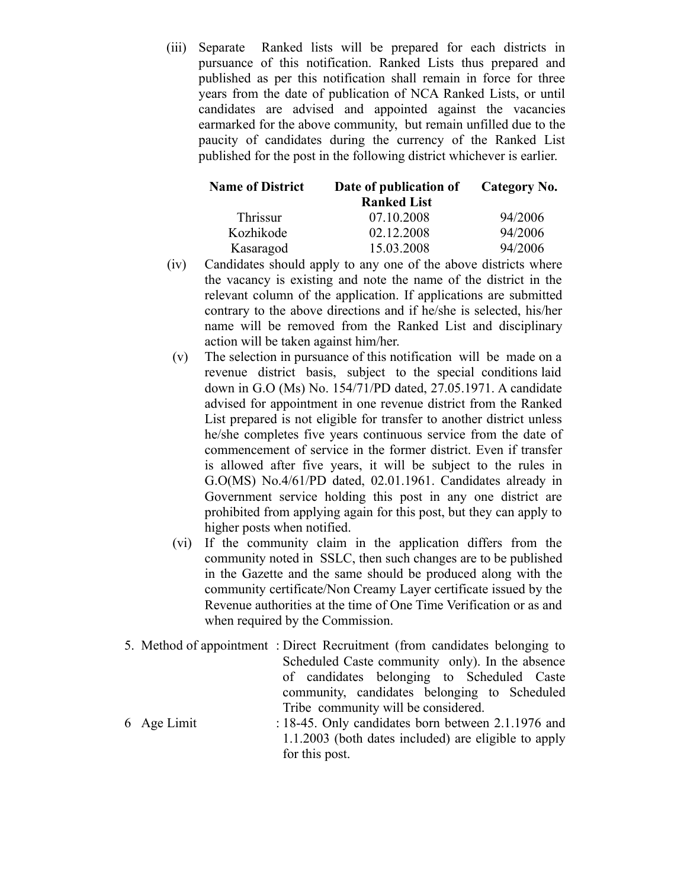(iii) Separate Ranked lists will be prepared for each districts in pursuance of this notification. Ranked Lists thus prepared and published as per this notification shall remain in force for three years from the date of publication of NCA Ranked Lists, or until candidates are advised and appointed against the vacancies earmarked for the above community, but remain unfilled due to the paucity of candidates during the currency of the Ranked List published for the post in the following district whichever is earlier.

| Name of District | Date of publication of Ranked List | Category No. |
|---|---|---|
| Thrissur | 07.10.2008 | 94/2006 |
| Kozhikode | 02.12.2008 | 94/2006 |
| Kasaragod | 15.03.2008 | 94/2006 |

(iv) Candidates should apply to any one of the above districts where the vacancy is existing and note the name of the district in the relevant column of the application. If applications are submitted contrary to the above directions and if he/she is selected, his/her name will be removed from the Ranked List and disciplinary action will be taken against him/her.

(v) The selection in pursuance of this notification will be made on a revenue district basis, subject to the special conditions laid down in G.O (Ms) No. 154/71/PD dated, 27.05.1971. A candidate advised for appointment in one revenue district from the Ranked List prepared is not eligible for transfer to another district unless he/she completes five years continuous service from the date of commencement of service in the former district. Even if transfer is allowed after five years, it will be subject to the rules in G.O(MS) No.4/61/PD dated, 02.01.1961. Candidates already in Government service holding this post in any one district are prohibited from applying again for this post, but they can apply to higher posts when notified.

(vi) If the community claim in the application differs from the community noted in SSLC, then such changes are to be published in the Gazette and the same should be produced along with the community certificate/Non Creamy Layer certificate issued by the Revenue authorities at the time of One Time Verification or as and when required by the Commission.

5. Method of appointment : Direct Recruitment (from candidates belonging to Scheduled Caste community only). In the absence of candidates belonging to Scheduled Caste community, candidates belonging to Scheduled Tribe community will be considered.

6 Age Limit : 18-45. Only candidates born between 2.1.1976 and 1.1.2003 (both dates included) are eligible to apply for this post.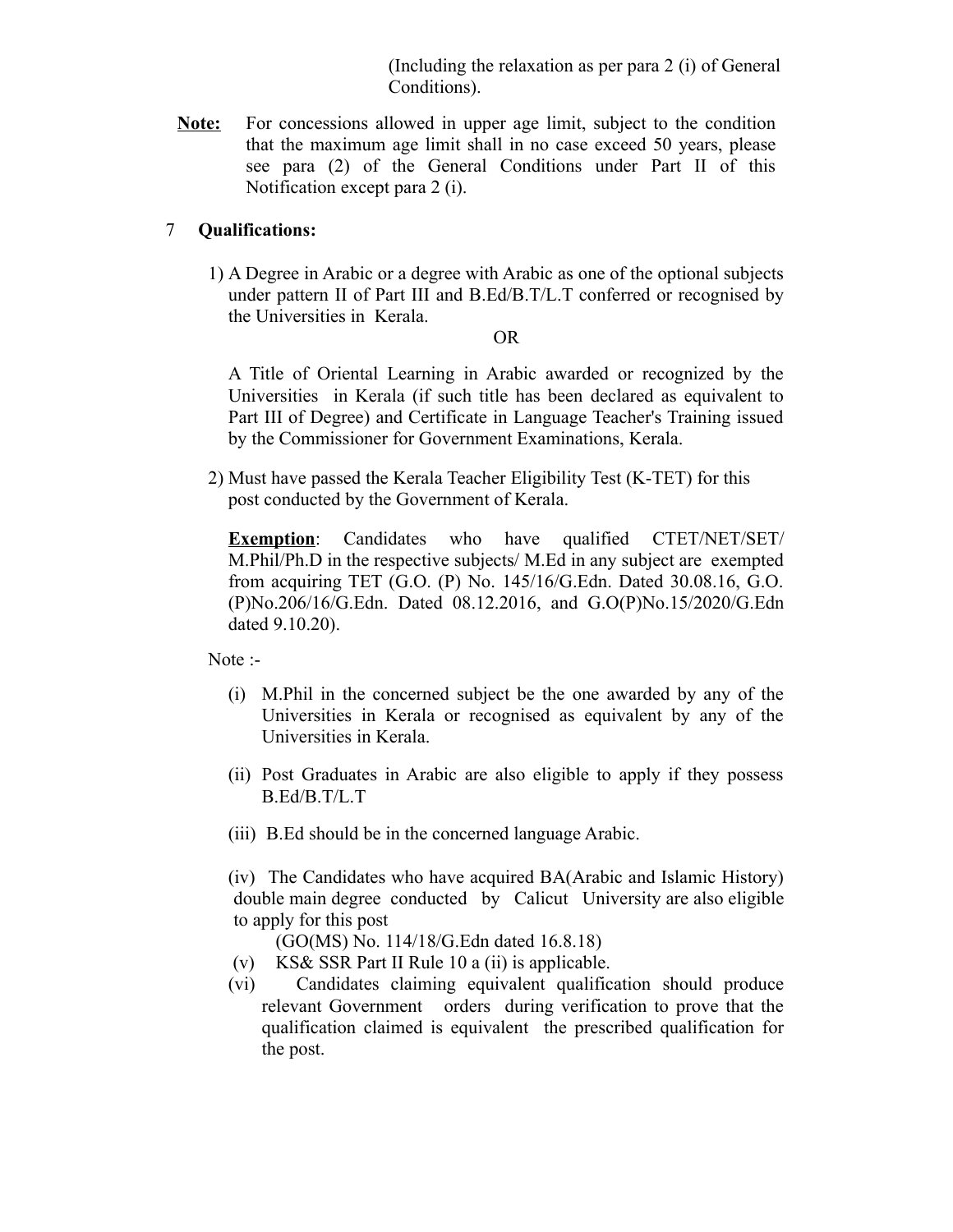(Including the relaxation as per para 2 (i) of General Conditions).

**Note:** For concessions allowed in upper age limit, subject to the condition that the maximum age limit shall in no case exceed 50 years, please see para (2) of the General Conditions under Part II of this Notification except para 2 (i).

7 **Qualifications:**

1) A Degree in Arabic or a degree with Arabic as one of the optional subjects under pattern II of Part III and B.Ed/B.T/L.T conferred or recognised by the Universities in Kerala.

OR

A Title of Oriental Learning in Arabic awarded or recognized by the Universities in Kerala (if such title has been declared as equivalent to Part III of Degree) and Certificate in Language Teacher's Training issued by the Commissioner for Government Examinations, Kerala.

2) Must have passed the Kerala Teacher Eligibility Test (K-TET) for this post conducted by the Government of Kerala.

**Exemption**: Candidates who have qualified CTET/NET/SET/ M.Phil/Ph.D in the respective subjects/ M.Ed in any subject are exempted from acquiring TET (G.O. (P) No. 145/16/G.Edn. Dated 30.08.16, G.O. (P)No.206/16/G.Edn. Dated 08.12.2016, and G.O(P)No.15/2020/G.Edn dated 9.10.20).

Note :-

(i) M.Phil in the concerned subject be the one awarded by any of the Universities in Kerala or recognised as equivalent by any of the Universities in Kerala.

(ii) Post Graduates in Arabic are also eligible to apply if they possess B.Ed/B.T/L.T

(iii) B.Ed should be in the concerned language Arabic.

(iv) The Candidates who have acquired BA(Arabic and Islamic History) double main degree conducted by Calicut University are also eligible to apply for this post
(GO(MS) No. 114/18/G.Edn dated 16.8.18)

(v) KS& SSR Part II Rule 10 a (ii) is applicable.

(vi) Candidates claiming equivalent qualification should produce relevant Government orders during verification to prove that the qualification claimed is equivalent the prescribed qualification for the post.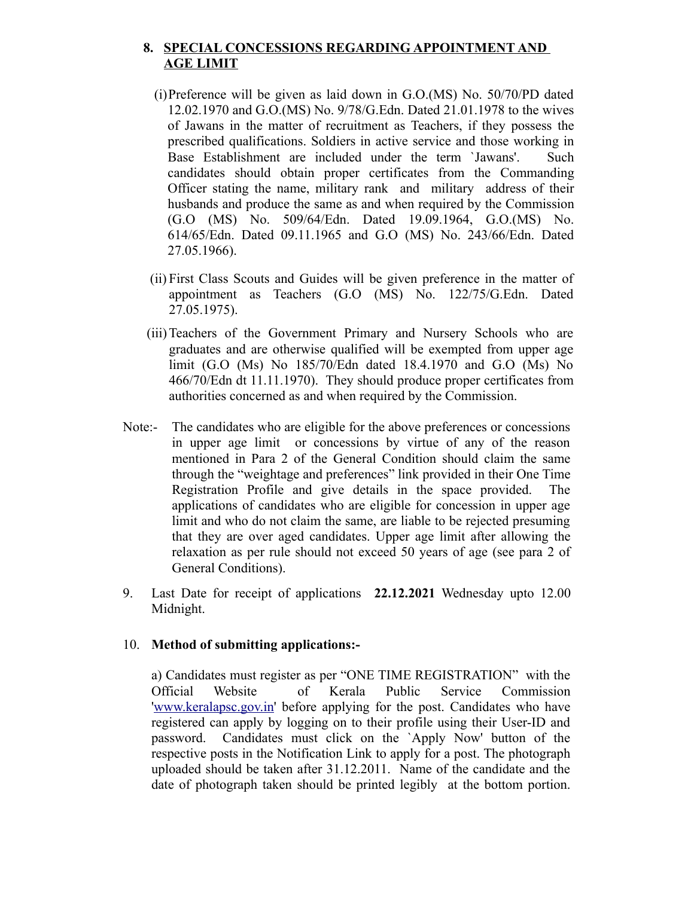## 8. SPECIAL CONCESSIONS REGARDING APPOINTMENT AND AGE LIMIT

(i) Preference will be given as laid down in G.O.(MS) No. 50/70/PD dated 12.02.1970 and G.O.(MS) No. 9/78/G.Edn. Dated 21.01.1978 to the wives of Jawans in the matter of recruitment as Teachers, if they possess the prescribed qualifications. Soldiers in active service and those working in Base Establishment are included under the term `Jawans'. Such candidates should obtain proper certificates from the Commanding Officer stating the name, military rank and military address of their husbands and produce the same as and when required by the Commission (G.O (MS) No. 509/64/Edn. Dated 19.09.1964, G.O.(MS) No. 614/65/Edn. Dated 09.11.1965 and G.O (MS) No. 243/66/Edn. Dated 27.05.1966).

(ii) First Class Scouts and Guides will be given preference in the matter of appointment as Teachers (G.O (MS) No. 122/75/G.Edn. Dated 27.05.1975).

(iii) Teachers of the Government Primary and Nursery Schools who are graduates and are otherwise qualified will be exempted from upper age limit (G.O (Ms) No 185/70/Edn dated 18.4.1970 and G.O (Ms) No 466/70/Edn dt 11.11.1970). They should produce proper certificates from authorities concerned as and when required by the Commission.

Note:- The candidates who are eligible for the above preferences or concessions in upper age limit or concessions by virtue of any of the reason mentioned in Para 2 of the General Condition should claim the same through the "weightage and preferences" link provided in their One Time Registration Profile and give details in the space provided. The applications of candidates who are eligible for concession in upper age limit and who do not claim the same, are liable to be rejected presuming that they are over aged candidates. Upper age limit after allowing the relaxation as per rule should not exceed 50 years of age (see para 2 of General Conditions).

9. Last Date for receipt of applications **22.12.2021** Wednesday upto 12.00 Midnight.

10. **Method of submitting applications:-**

a) Candidates must register as per "ONE TIME REGISTRATION" with the Official Website of Kerala Public Service Commission 'www.keralapsc.gov.in' before applying for the post. Candidates who have registered can apply by logging on to their profile using their User-ID and password. Candidates must click on the `Apply Now' button of the respective posts in the Notification Link to apply for a post. The photograph uploaded should be taken after 31.12.2011. Name of the candidate and the date of photograph taken should be printed legibly at the bottom portion.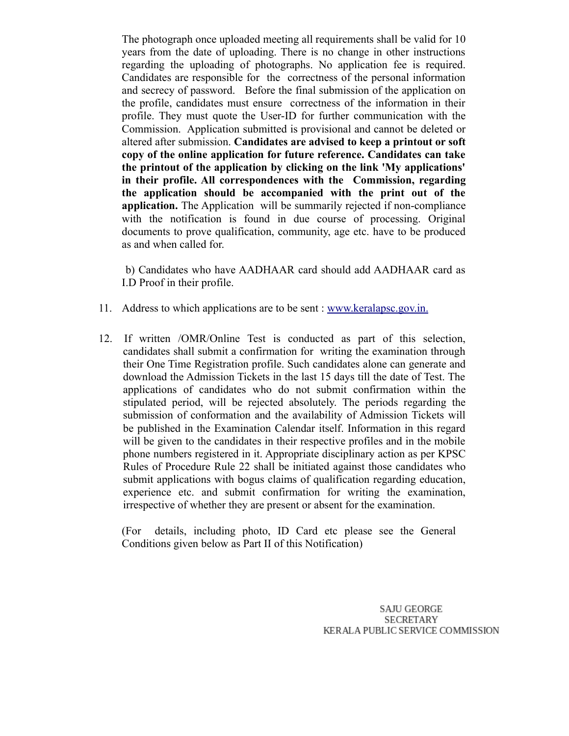The photograph once uploaded meeting all requirements shall be valid for 10 years from the date of uploading. There is no change in other instructions regarding the uploading of photographs. No application fee is required. Candidates are responsible for the correctness of the personal information and secrecy of password. Before the final submission of the application on the profile, candidates must ensure correctness of the information in their profile. They must quote the User-ID for further communication with the Commission. Application submitted is provisional and cannot be deleted or altered after submission. **Candidates are advised to keep a printout or soft copy of the online application for future reference. Candidates can take the printout of the application by clicking on the link 'My applications' in their profile. All correspondences with the Commission, regarding the application should be accompanied with the print out of the application.** The Application will be summarily rejected if non-compliance with the notification is found in due course of processing. Original documents to prove qualification, community, age etc. have to be produced as and when called for.

b) Candidates who have AADHAAR card should add AADHAAR card as I.D Proof in their profile.

11. Address to which applications are to be sent : www.keralapsc.gov.in.

12. If written /OMR/Online Test is conducted as part of this selection, candidates shall submit a confirmation for writing the examination through their One Time Registration profile. Such candidates alone can generate and download the Admission Tickets in the last 15 days till the date of Test. The applications of candidates who do not submit confirmation within the stipulated period, will be rejected absolutely. The periods regarding the submission of conformation and the availability of Admission Tickets will be published in the Examination Calendar itself. Information in this regard will be given to the candidates in their respective profiles and in the mobile phone numbers registered in it. Appropriate disciplinary action as per KPSC Rules of Procedure Rule 22 shall be initiated against those candidates who submit applications with bogus claims of qualification regarding education, experience etc. and submit confirmation for writing the examination, irrespective of whether they are present or absent for the examination.

(For details, including photo, ID Card etc please see the General Conditions given below as Part II of this Notification)

SAJU GEORGE
SECRETARY
KERALA PUBLIC SERVICE COMMISSION